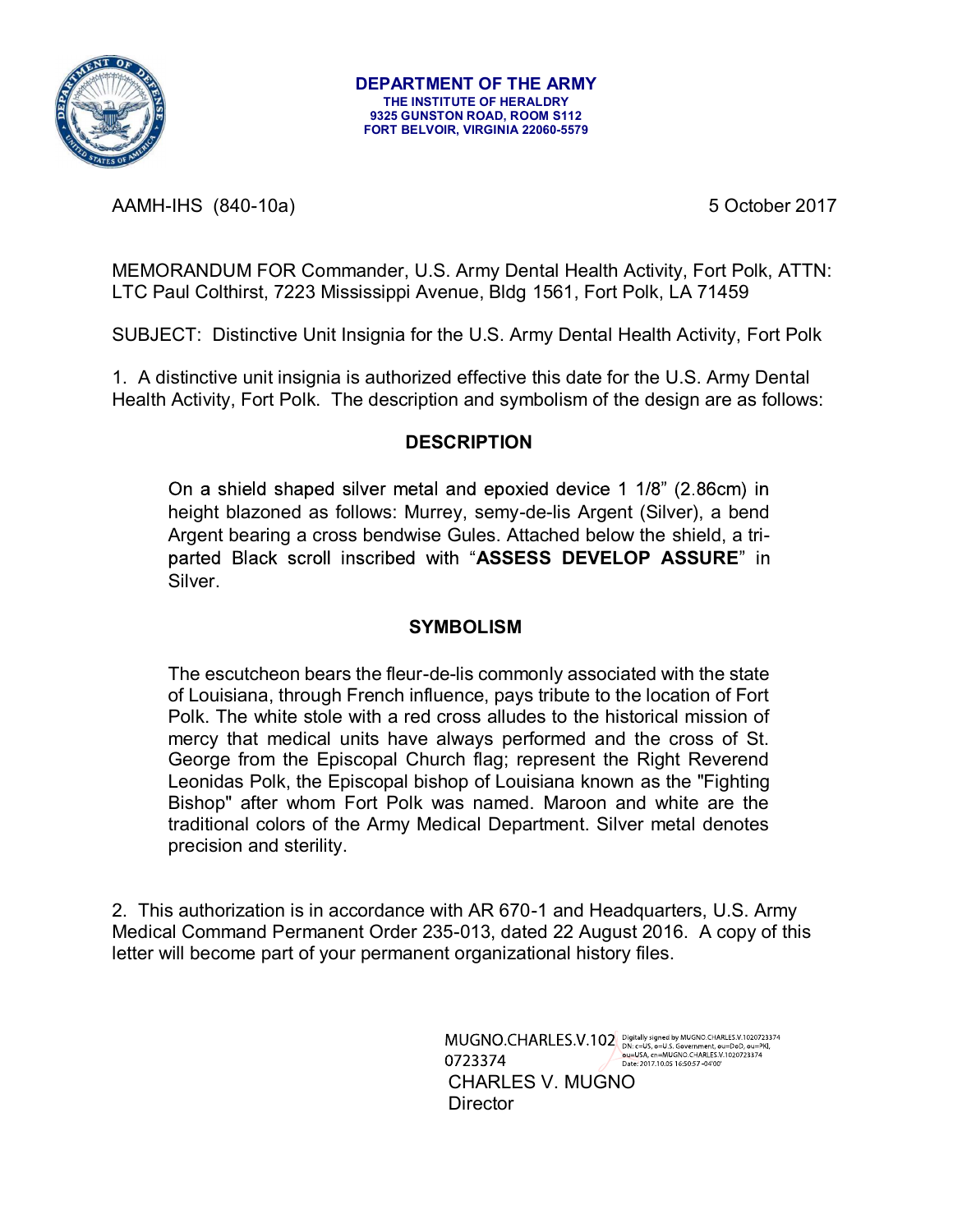**DEPARTMENT OF THE ARMY**
**THE INSTITUTE OF HERALDRY**
**9325 GUNSTON ROAD, ROOM S112**
**FORT BELVOIR, VIRGINIA 22060-5579**

AAMH-IHS (840-10a) 5 October 2017

MEMORANDUM FOR Commander, U.S. Army Dental Health Activity, Fort Polk, ATTN: LTC Paul Colthirst, 7223 Mississippi Avenue, Bldg 1561, Fort Polk, LA 71459

SUBJECT: Distinctive Unit Insignia for the U.S. Army Dental Health Activity, Fort Polk

1. A distinctive unit insignia is authorized effective this date for the U.S. Army Dental Health Activity, Fort Polk. The description and symbolism of the design are as follows:

**DESCRIPTION**

On a shield shaped silver metal and epoxied device 1 1/8" (2.86cm) in height blazoned as follows: Murrey, semy-de-lis Argent (Silver), a bend Argent bearing a cross bendwise Gules. Attached below the shield, a tri-parted Black scroll inscribed with "**ASSESS DEVELOP ASSURE**" in Silver.

**SYMBOLISM**

The escutcheon bears the fleur-de-lis commonly associated with the state of Louisiana, through French influence, pays tribute to the location of Fort Polk. The white stole with a red cross alludes to the historical mission of mercy that medical units have always performed and the cross of St. George from the Episcopal Church flag; represent the Right Reverend Leonidas Polk, the Episcopal bishop of Louisiana known as the "Fighting Bishop" after whom Fort Polk was named. Maroon and white are the traditional colors of the Army Medical Department. Silver metal denotes precision and sterility.

2. This authorization is in accordance with AR 670-1 and Headquarters, U.S. Army Medical Command Permanent Order 235-013, dated 22 August 2016. A copy of this letter will become part of your permanent organizational history files.

MUGNO.CHARLES.V.1020723374
Digitally signed by MUGNO.CHARLES.V.1020723374
DN: c=US, o=U.S. Government, ou=DoD, ou=PKI, ou=USA, cn=MUGNO.CHARLES.V.1020723374
Date: 2017.10.05 16:50:57 -04'00'

CHARLES V. MUGNO
Director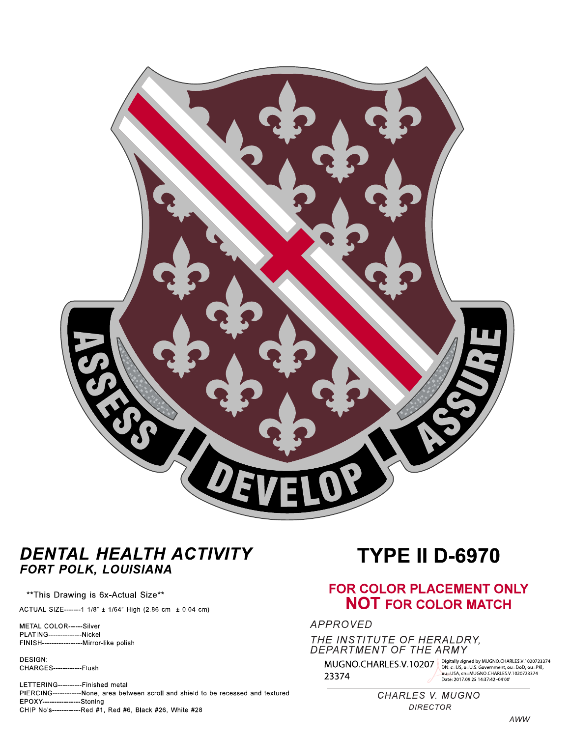ASSESS DEVELOP ASSURE

***DENTAL HEALTH ACTIVITY***
***FORT POLK, LOUISIANA***

**This Drawing is 6x-Actual Size**

ACTUAL SIZE-------1 1/8" ± 1/64" High (2.86 cm ± 0.04 cm)

METAL COLOR------Silver
PLATING--------------Nickel
FINISH-----------------Mirror-like polish

DESIGN:
CHARGES------------Flush

LETTERING----------Finished metal
PIERCING------------None, area between scroll and shield to be recessed and textured
EPOXY----------------Stoning
CHIP No's------------Red #1, Red #6, Black #26, White #28

# TYPE II D-6970

**FOR COLOR PLACEMENT ONLY**
**NOT FOR COLOR MATCH**

*APPROVED*

*THE INSTITUTE OF HERALDRY,*
*DEPARTMENT OF THE ARMY*

MUGNO.CHARLES.V.1020723374

Digitally signed by MUGNO.CHARLES.V.1020723374
DN: c=US, o=U.S. Government, ou=DoD, ou=PKI, ou=USA, cn=MUGNO.CHARLES.V.1020723374
Date: 2017.09.25 14:37:42 -04'00'

*CHARLES V. MUGNO*
*DIRECTOR*

*AWW*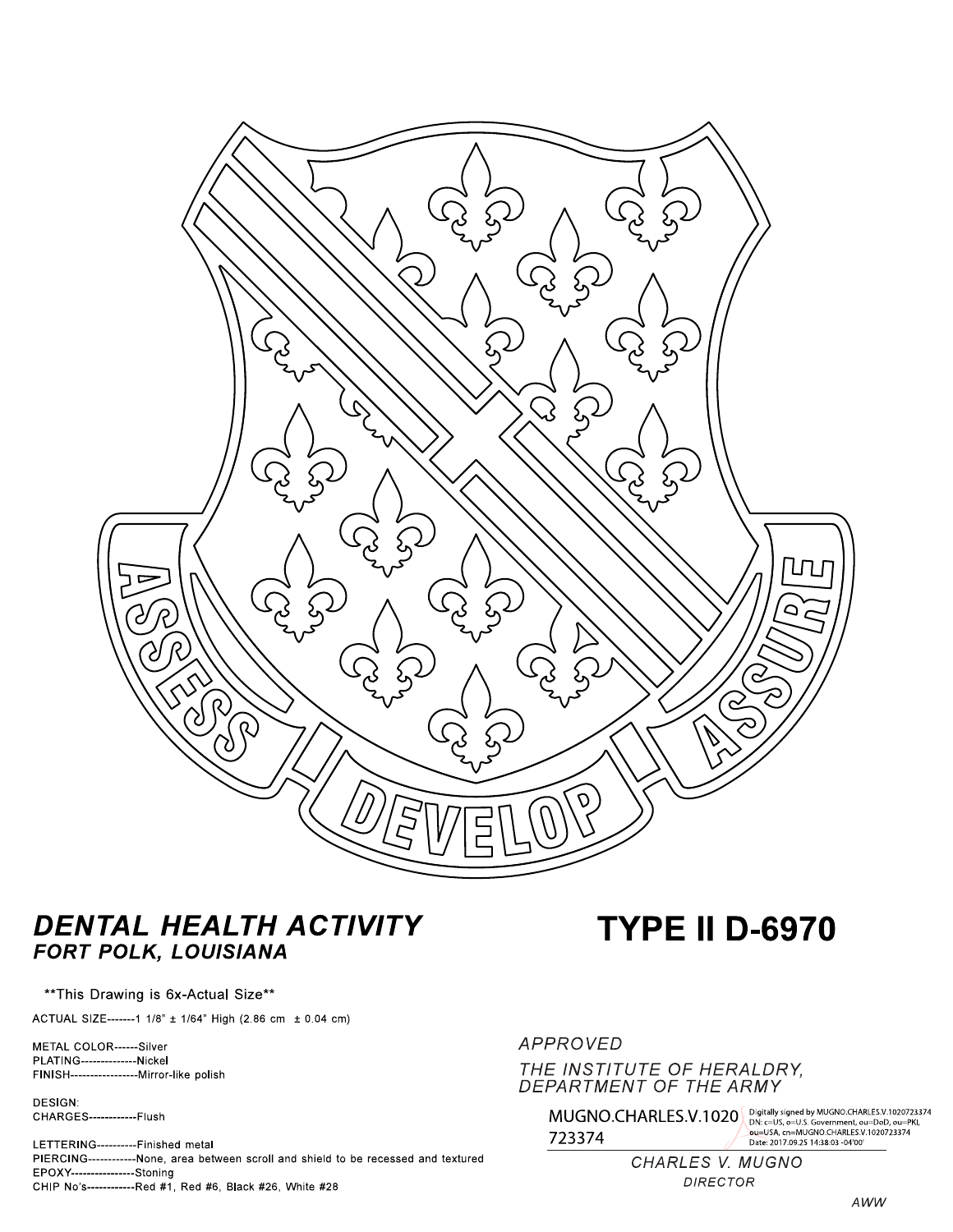ASSESS DEVELOP ASSURE

***DENTAL HEALTH ACTIVITY***
***FORT POLK, LOUISIANA***

# TYPE II D-6970

**This Drawing is 6x-Actual Size**

ACTUAL SIZE-------1 1/8" ± 1/64" High (2.86 cm ± 0.04 cm)

METAL COLOR------Silver
PLATING--------------Nickel
FINISH-----------------Mirror-like polish

DESIGN:
CHARGES------------Flush

LETTERING----------Finished metal
PIERCING------------None, area between scroll and shield to be recessed and textured
EPOXY----------------Stoning
CHIP No's------------Red #1, Red #6, Black #26, White #28

*APPROVED*

*THE INSTITUTE OF HERALDRY,*
*DEPARTMENT OF THE ARMY*

MUGNO.CHARLES.V.1020723374 Digitally signed by MUGNO.CHARLES.V.1020723374 DN: c=US, o=U.S. Government, ou=DoD, ou=PKI, ou=USA, cn=MUGNO.CHARLES.V.1020723374 Date: 2017.09.25 14:38:03 -04'00'

*CHARLES V. MUGNO*
*DIRECTOR*

*AWW*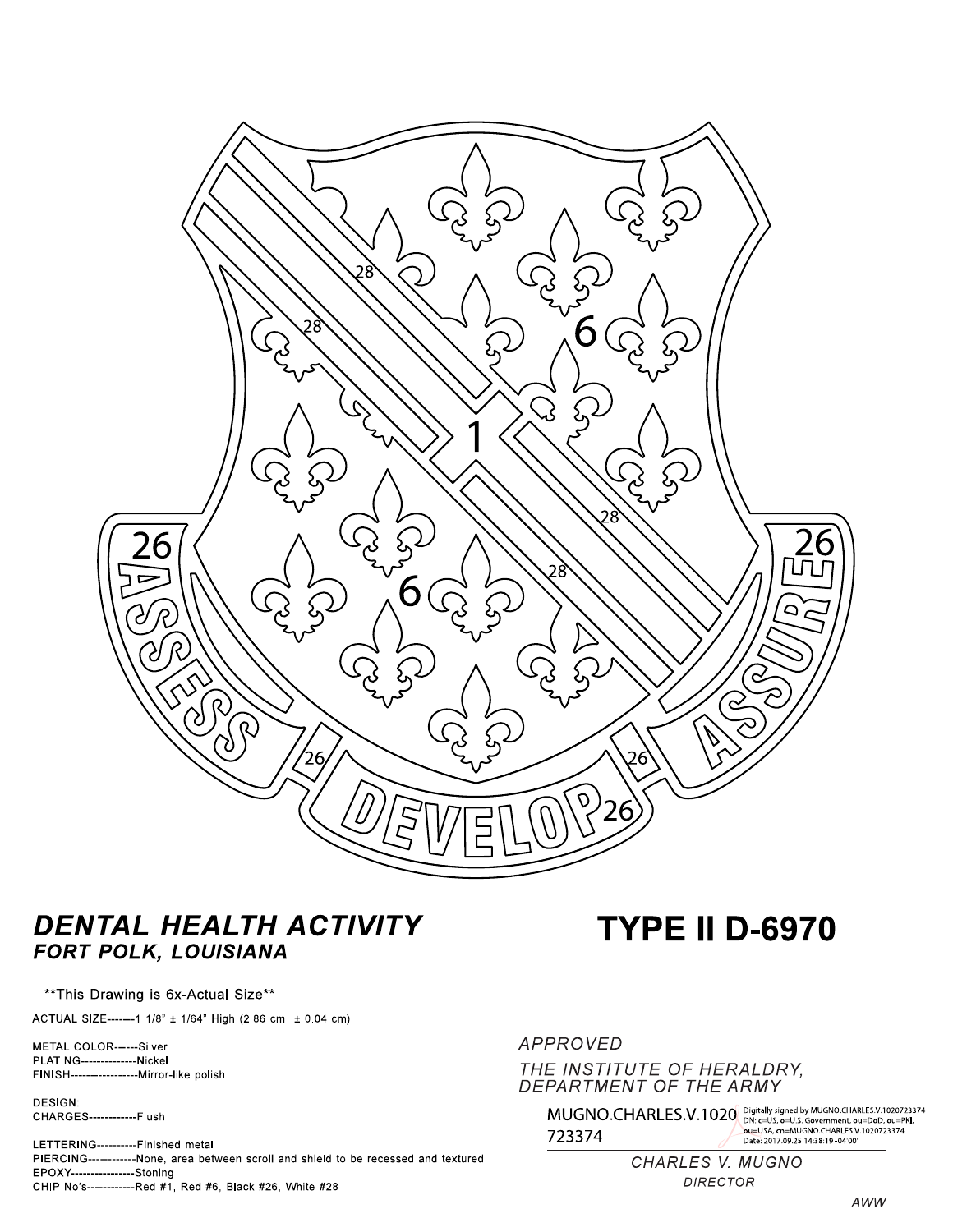ASSESS DEVELOP ASSURE

### *DENTAL HEALTH ACTIVITY*
#### *FORT POLK, LOUISIANA*

## TYPE II D-6970

**This Drawing is 6x-Actual Size**

ACTUAL SIZE-------1 1/8" ± 1/64" High (2.86 cm ± 0.04 cm)

METAL COLOR------Silver
PLATING--------------Nickel
FINISH-----------------Mirror-like polish

DESIGN:
CHARGES------------Flush

LETTERING----------Finished metal
PIERCING------------None, area between scroll and shield to be recessed and textured
EPOXY----------------Stoning
CHIP No's------------Red #1, Red #6, Black #26, White #28

*APPROVED*

*THE INSTITUTE OF HERALDRY, DEPARTMENT OF THE ARMY*

MUGNO.CHARLES.V.1020723374

Digitally signed by MUGNO.CHARLES.V.1020723374
DN: c=US, o=U.S. Government, ou=DoD, ou=PKI, ou=USA, cn=MUGNO.CHARLES.V.1020723374
Date: 2017.09.25 14:38:19 -04'00'

*CHARLES V. MUGNO*
*DIRECTOR*

*AWW*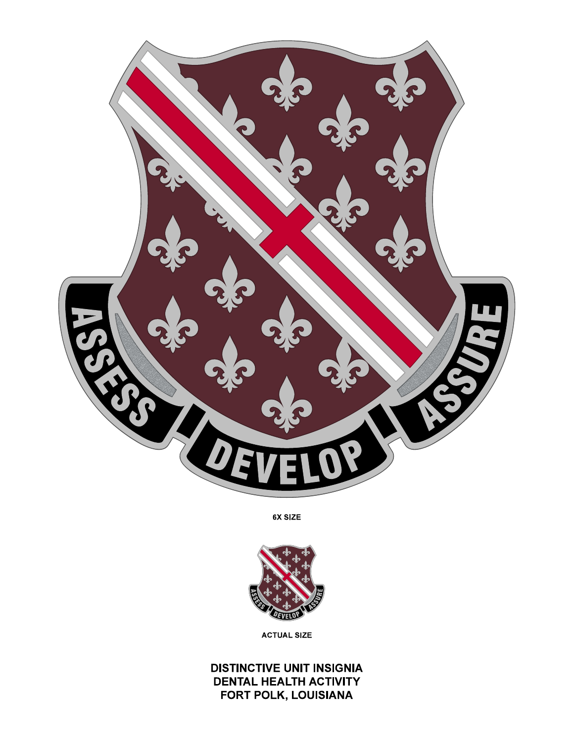6X SIZE

ACTUAL SIZE

**DISTINCTIVE UNIT INSIGNIA**
**DENTAL HEALTH ACTIVITY**
**FORT POLK, LOUISIANA**